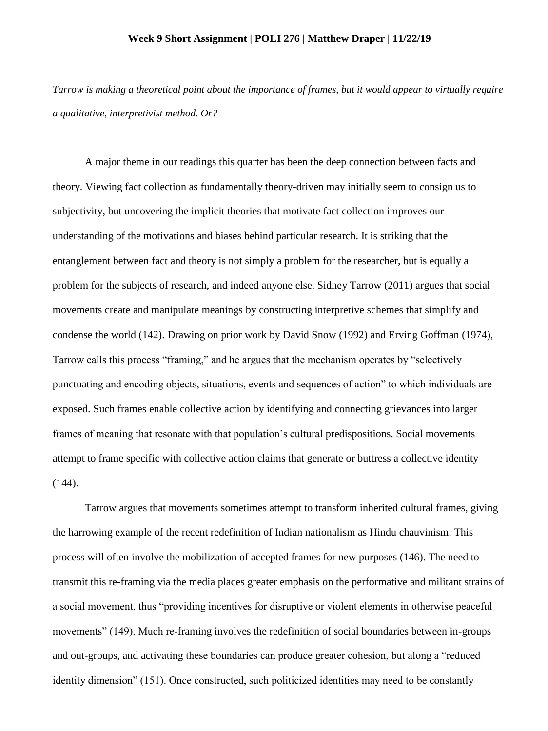**Week 9 Short Assignment | POLI 276 | Matthew Draper | 11/22/19**

*Tarrow is making a theoretical point about the importance of frames, but it would appear to virtually require a qualitative, interpretivist method. Or?*

A major theme in our readings this quarter has been the deep connection between facts and theory. Viewing fact collection as fundamentally theory-driven may initially seem to consign us to subjectivity, but uncovering the implicit theories that motivate fact collection improves our understanding of the motivations and biases behind particular research. It is striking that the entanglement between fact and theory is not simply a problem for the researcher, but is equally a problem for the subjects of research, and indeed anyone else. Sidney Tarrow (2011) argues that social movements create and manipulate meanings by constructing interpretive schemes that simplify and condense the world (142). Drawing on prior work by David Snow (1992) and Erving Goffman (1974), Tarrow calls this process "framing," and he argues that the mechanism operates by "selectively punctuating and encoding objects, situations, events and sequences of action" to which individuals are exposed. Such frames enable collective action by identifying and connecting grievances into larger frames of meaning that resonate with that population's cultural predispositions. Social movements attempt to frame specific with collective action claims that generate or buttress a collective identity (144).

Tarrow argues that movements sometimes attempt to transform inherited cultural frames, giving the harrowing example of the recent redefinition of Indian nationalism as Hindu chauvinism. This process will often involve the mobilization of accepted frames for new purposes (146). The need to transmit this re-framing via the media places greater emphasis on the performative and militant strains of a social movement, thus "providing incentives for disruptive or violent elements in otherwise peaceful movements" (149). Much re-framing involves the redefinition of social boundaries between in-groups and out-groups, and activating these boundaries can produce greater cohesion, but along a "reduced identity dimension" (151). Once constructed, such politicized identities may need to be constantly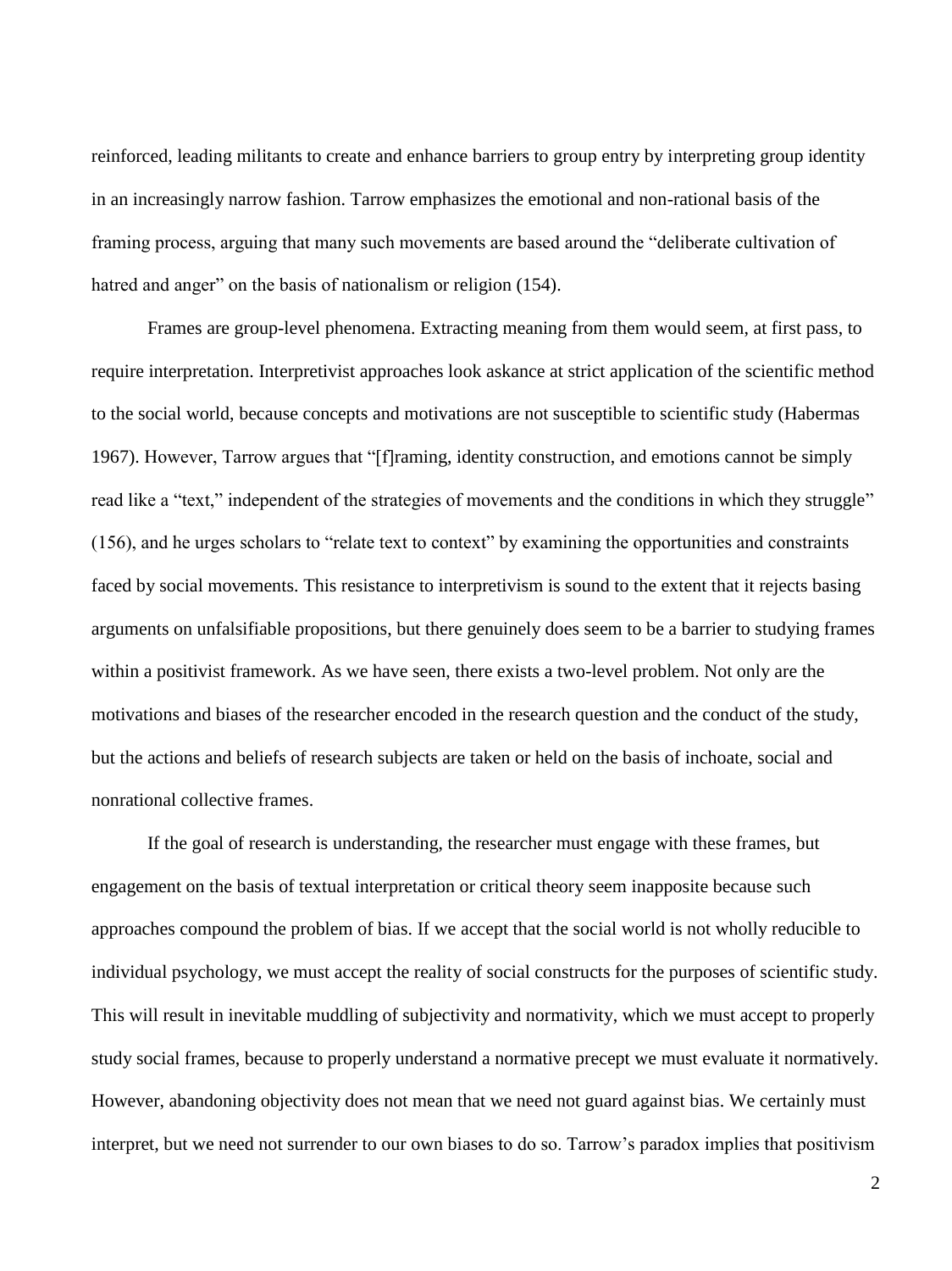reinforced, leading militants to create and enhance barriers to group entry by interpreting group identity in an increasingly narrow fashion. Tarrow emphasizes the emotional and non-rational basis of the framing process, arguing that many such movements are based around the "deliberate cultivation of hatred and anger" on the basis of nationalism or religion (154).

Frames are group-level phenomena. Extracting meaning from them would seem, at first pass, to require interpretation. Interpretivist approaches look askance at strict application of the scientific method to the social world, because concepts and motivations are not susceptible to scientific study (Habermas 1967). However, Tarrow argues that "[f]raming, identity construction, and emotions cannot be simply read like a "text," independent of the strategies of movements and the conditions in which they struggle" (156), and he urges scholars to "relate text to context" by examining the opportunities and constraints faced by social movements. This resistance to interpretivism is sound to the extent that it rejects basing arguments on unfalsifiable propositions, but there genuinely does seem to be a barrier to studying frames within a positivist framework. As we have seen, there exists a two-level problem. Not only are the motivations and biases of the researcher encoded in the research question and the conduct of the study, but the actions and beliefs of research subjects are taken or held on the basis of inchoate, social and nonrational collective frames.

If the goal of research is understanding, the researcher must engage with these frames, but engagement on the basis of textual interpretation or critical theory seem inapposite because such approaches compound the problem of bias. If we accept that the social world is not wholly reducible to individual psychology, we must accept the reality of social constructs for the purposes of scientific study. This will result in inevitable muddling of subjectivity and normativity, which we must accept to properly study social frames, because to properly understand a normative precept we must evaluate it normatively. However, abandoning objectivity does not mean that we need not guard against bias. We certainly must interpret, but we need not surrender to our own biases to do so. Tarrow's paradox implies that positivism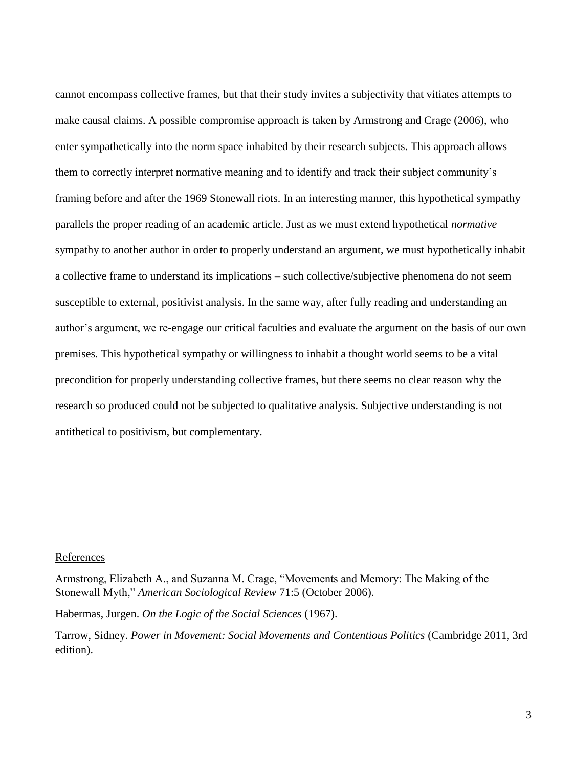cannot encompass collective frames, but that their study invites a subjectivity that vitiates attempts to make causal claims. A possible compromise approach is taken by Armstrong and Crage (2006), who enter sympathetically into the norm space inhabited by their research subjects. This approach allows them to correctly interpret normative meaning and to identify and track their subject community's framing before and after the 1969 Stonewall riots. In an interesting manner, this hypothetical sympathy parallels the proper reading of an academic article. Just as we must extend hypothetical *normative* sympathy to another author in order to properly understand an argument, we must hypothetically inhabit a collective frame to understand its implications – such collective/subjective phenomena do not seem susceptible to external, positivist analysis. In the same way, after fully reading and understanding an author's argument, we re-engage our critical faculties and evaluate the argument on the basis of our own premises. This hypothetical sympathy or willingness to inhabit a thought world seems to be a vital precondition for properly understanding collective frames, but there seems no clear reason why the research so produced could not be subjected to qualitative analysis. Subjective understanding is not antithetical to positivism, but complementary.

## References

Armstrong, Elizabeth A., and Suzanna M. Crage, "Movements and Memory: The Making of the Stonewall Myth," *American Sociological Review* 71:5 (October 2006).

Habermas, Jurgen. *On the Logic of the Social Sciences* (1967).

Tarrow, Sidney. *Power in Movement: Social Movements and Contentious Politics* (Cambridge 2011, 3rd edition).